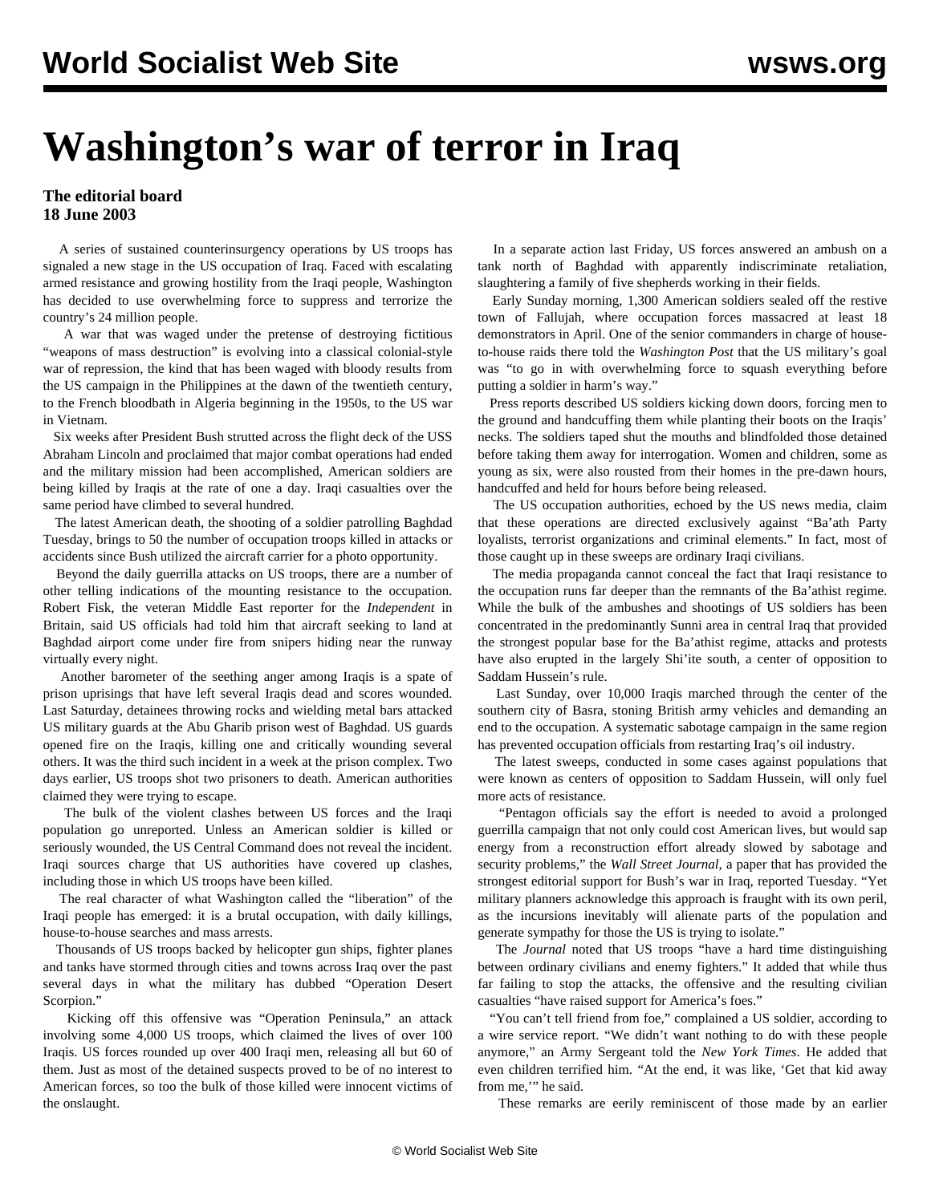# Washington's war of terror in Iraq

**The editorial board**
**18 June 2003**

A series of sustained counterinsurgency operations by US troops has signaled a new stage in the US occupation of Iraq. Faced with escalating armed resistance and growing hostility from the Iraqi people, Washington has decided to use overwhelming force to suppress and terrorize the country's 24 million people.

A war that was waged under the pretense of destroying fictitious "weapons of mass destruction" is evolving into a classical colonial-style war of repression, the kind that has been waged with bloody results from the US campaign in the Philippines at the dawn of the twentieth century, to the French bloodbath in Algeria beginning in the 1950s, to the US war in Vietnam.

Six weeks after President Bush strutted across the flight deck of the USS Abraham Lincoln and proclaimed that major combat operations had ended and the military mission had been accomplished, American soldiers are being killed by Iraqis at the rate of one a day. Iraqi casualties over the same period have climbed to several hundred.

The latest American death, the shooting of a soldier patrolling Baghdad Tuesday, brings to 50 the number of occupation troops killed in attacks or accidents since Bush utilized the aircraft carrier for a photo opportunity.

Beyond the daily guerrilla attacks on US troops, there are a number of other telling indications of the mounting resistance to the occupation. Robert Fisk, the veteran Middle East reporter for the *Independent* in Britain, said US officials had told him that aircraft seeking to land at Baghdad airport come under fire from snipers hiding near the runway virtually every night.

Another barometer of the seething anger among Iraqis is a spate of prison uprisings that have left several Iraqis dead and scores wounded. Last Saturday, detainees throwing rocks and wielding metal bars attacked US military guards at the Abu Gharib prison west of Baghdad. US guards opened fire on the Iraqis, killing one and critically wounding several others. It was the third such incident in a week at the prison complex. Two days earlier, US troops shot two prisoners to death. American authorities claimed they were trying to escape.

The bulk of the violent clashes between US forces and the Iraqi population go unreported. Unless an American soldier is killed or seriously wounded, the US Central Command does not reveal the incident. Iraqi sources charge that US authorities have covered up clashes, including those in which US troops have been killed.

The real character of what Washington called the "liberation" of the Iraqi people has emerged: it is a brutal occupation, with daily killings, house-to-house searches and mass arrests.

Thousands of US troops backed by helicopter gun ships, fighter planes and tanks have stormed through cities and towns across Iraq over the past several days in what the military has dubbed "Operation Desert Scorpion."

Kicking off this offensive was "Operation Peninsula," an attack involving some 4,000 US troops, which claimed the lives of over 100 Iraqis. US forces rounded up over 400 Iraqi men, releasing all but 60 of them. Just as most of the detained suspects proved to be of no interest to American forces, so too the bulk of those killed were innocent victims of the onslaught.

In a separate action last Friday, US forces answered an ambush on a tank north of Baghdad with apparently indiscriminate retaliation, slaughtering a family of five shepherds working in their fields.

Early Sunday morning, 1,300 American soldiers sealed off the restive town of Fallujah, where occupation forces massacred at least 18 demonstrators in April. One of the senior commanders in charge of house-to-house raids there told the *Washington Post* that the US military's goal was "to go in with overwhelming force to squash everything before putting a soldier in harm's way."

Press reports described US soldiers kicking down doors, forcing men to the ground and handcuffing them while planting their boots on the Iraqis' necks. The soldiers taped shut the mouths and blindfolded those detained before taking them away for interrogation. Women and children, some as young as six, were also rousted from their homes in the pre-dawn hours, handcuffed and held for hours before being released.

The US occupation authorities, echoed by the US news media, claim that these operations are directed exclusively against "Ba'ath Party loyalists, terrorist organizations and criminal elements." In fact, most of those caught up in these sweeps are ordinary Iraqi civilians.

The media propaganda cannot conceal the fact that Iraqi resistance to the occupation runs far deeper than the remnants of the Ba'athist regime. While the bulk of the ambushes and shootings of US soldiers has been concentrated in the predominantly Sunni area in central Iraq that provided the strongest popular base for the Ba'athist regime, attacks and protests have also erupted in the largely Shi'ite south, a center of opposition to Saddam Hussein's rule.

Last Sunday, over 10,000 Iraqis marched through the center of the southern city of Basra, stoning British army vehicles and demanding an end to the occupation. A systematic sabotage campaign in the same region has prevented occupation officials from restarting Iraq's oil industry.

The latest sweeps, conducted in some cases against populations that were known as centers of opposition to Saddam Hussein, will only fuel more acts of resistance.

"Pentagon officials say the effort is needed to avoid a prolonged guerrilla campaign that not only could cost American lives, but would sap energy from a reconstruction effort already slowed by sabotage and security problems," the *Wall Street Journal*, a paper that has provided the strongest editorial support for Bush's war in Iraq, reported Tuesday. "Yet military planners acknowledge this approach is fraught with its own peril, as the incursions inevitably will alienate parts of the population and generate sympathy for those the US is trying to isolate."

The *Journal* noted that US troops "have a hard time distinguishing between ordinary civilians and enemy fighters." It added that while thus far failing to stop the attacks, the offensive and the resulting civilian casualties "have raised support for America's foes."

"You can't tell friend from foe," complained a US soldier, according to a wire service report. "We didn't want nothing to do with these people anymore," an Army Sergeant told the *New York Times*. He added that even children terrified him. "At the end, it was like, 'Get that kid away from me,'" he said.

These remarks are eerily reminiscent of those made by an earlier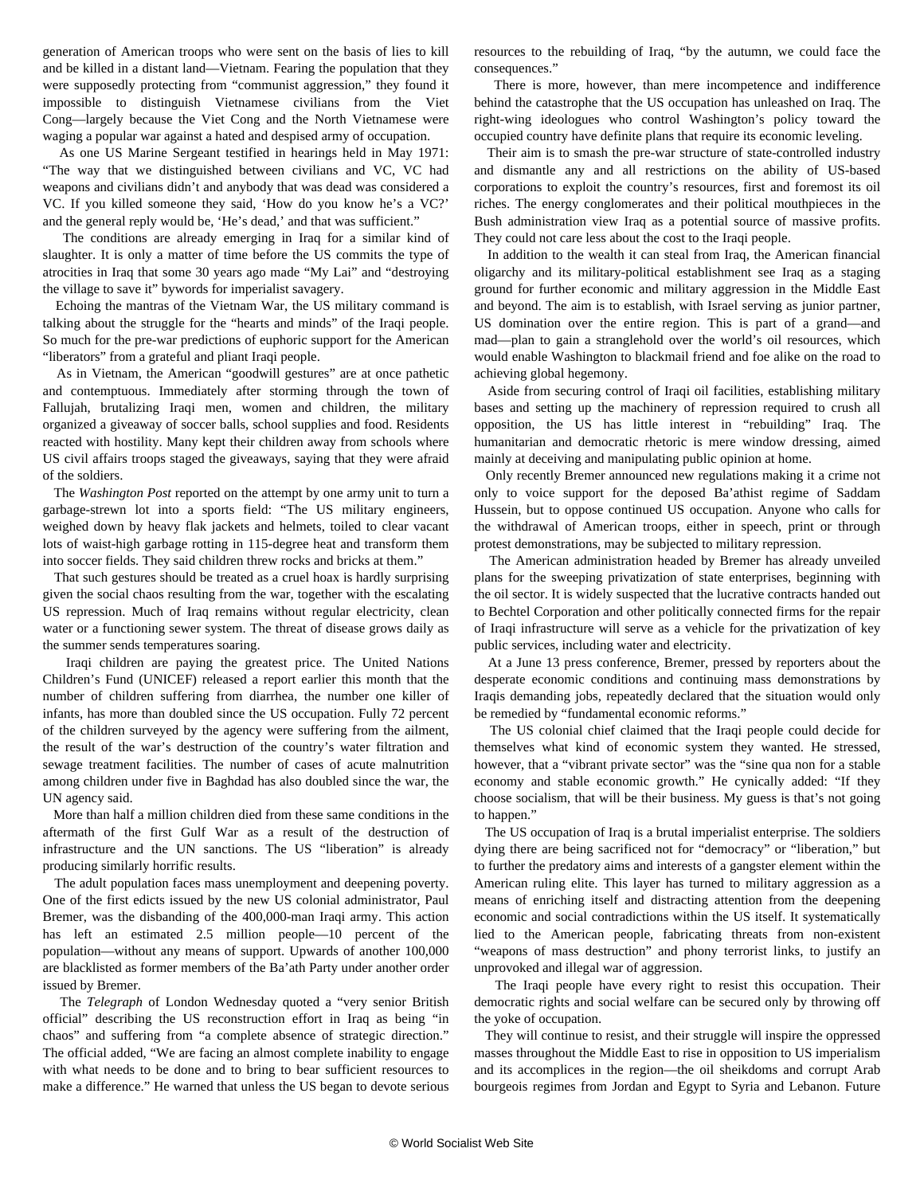generation of American troops who were sent on the basis of lies to kill and be killed in a distant land—Vietnam. Fearing the population that they were supposedly protecting from "communist aggression," they found it impossible to distinguish Vietnamese civilians from the Viet Cong—largely because the Viet Cong and the North Vietnamese were waging a popular war against a hated and despised army of occupation.

As one US Marine Sergeant testified in hearings held in May 1971: "The way that we distinguished between civilians and VC, VC had weapons and civilians didn't and anybody that was dead was considered a VC. If you killed someone they said, 'How do you know he's a VC?' and the general reply would be, 'He's dead,' and that was sufficient."

The conditions are already emerging in Iraq for a similar kind of slaughter. It is only a matter of time before the US commits the type of atrocities in Iraq that some 30 years ago made "My Lai" and "destroying the village to save it" bywords for imperialist savagery.

Echoing the mantras of the Vietnam War, the US military command is talking about the struggle for the "hearts and minds" of the Iraqi people. So much for the pre-war predictions of euphoric support for the American "liberators" from a grateful and pliant Iraqi people.

As in Vietnam, the American "goodwill gestures" are at once pathetic and contemptuous. Immediately after storming through the town of Fallujah, brutalizing Iraqi men, women and children, the military organized a giveaway of soccer balls, school supplies and food. Residents reacted with hostility. Many kept their children away from schools where US civil affairs troops staged the giveaways, saying that they were afraid of the soldiers.

The *Washington Post* reported on the attempt by one army unit to turn a garbage-strewn lot into a sports field: "The US military engineers, weighed down by heavy flak jackets and helmets, toiled to clear vacant lots of waist-high garbage rotting in 115-degree heat and transform them into soccer fields. They said children threw rocks and bricks at them."

That such gestures should be treated as a cruel hoax is hardly surprising given the social chaos resulting from the war, together with the escalating US repression. Much of Iraq remains without regular electricity, clean water or a functioning sewer system. The threat of disease grows daily as the summer sends temperatures soaring.

Iraqi children are paying the greatest price. The United Nations Children's Fund (UNICEF) released a report earlier this month that the number of children suffering from diarrhea, the number one killer of infants, has more than doubled since the US occupation. Fully 72 percent of the children surveyed by the agency were suffering from the ailment, the result of the war's destruction of the country's water filtration and sewage treatment facilities. The number of cases of acute malnutrition among children under five in Baghdad has also doubled since the war, the UN agency said.

More than half a million children died from these same conditions in the aftermath of the first Gulf War as a result of the destruction of infrastructure and the UN sanctions. The US "liberation" is already producing similarly horrific results.

The adult population faces mass unemployment and deepening poverty. One of the first edicts issued by the new US colonial administrator, Paul Bremer, was the disbanding of the 400,000-man Iraqi army. This action has left an estimated 2.5 million people—10 percent of the population—without any means of support. Upwards of another 100,000 are blacklisted as former members of the Ba'ath Party under another order issued by Bremer.

The *Telegraph* of London Wednesday quoted a "very senior British official" describing the US reconstruction effort in Iraq as being "in chaos" and suffering from "a complete absence of strategic direction." The official added, "We are facing an almost complete inability to engage with what needs to be done and to bring to bear sufficient resources to make a difference." He warned that unless the US began to devote serious resources to the rebuilding of Iraq, "by the autumn, we could face the consequences."

There is more, however, than mere incompetence and indifference behind the catastrophe that the US occupation has unleashed on Iraq. The right-wing ideologues who control Washington's policy toward the occupied country have definite plans that require its economic leveling.

Their aim is to smash the pre-war structure of state-controlled industry and dismantle any and all restrictions on the ability of US-based corporations to exploit the country's resources, first and foremost its oil riches. The energy conglomerates and their political mouthpieces in the Bush administration view Iraq as a potential source of massive profits. They could not care less about the cost to the Iraqi people.

In addition to the wealth it can steal from Iraq, the American financial oligarchy and its military-political establishment see Iraq as a staging ground for further economic and military aggression in the Middle East and beyond. The aim is to establish, with Israel serving as junior partner, US domination over the entire region. This is part of a grand—and mad—plan to gain a stranglehold over the world's oil resources, which would enable Washington to blackmail friend and foe alike on the road to achieving global hegemony.

Aside from securing control of Iraqi oil facilities, establishing military bases and setting up the machinery of repression required to crush all opposition, the US has little interest in "rebuilding" Iraq. The humanitarian and democratic rhetoric is mere window dressing, aimed mainly at deceiving and manipulating public opinion at home.

Only recently Bremer announced new regulations making it a crime not only to voice support for the deposed Ba'athist regime of Saddam Hussein, but to oppose continued US occupation. Anyone who calls for the withdrawal of American troops, either in speech, print or through protest demonstrations, may be subjected to military repression.

The American administration headed by Bremer has already unveiled plans for the sweeping privatization of state enterprises, beginning with the oil sector. It is widely suspected that the lucrative contracts handed out to Bechtel Corporation and other politically connected firms for the repair of Iraqi infrastructure will serve as a vehicle for the privatization of key public services, including water and electricity.

At a June 13 press conference, Bremer, pressed by reporters about the desperate economic conditions and continuing mass demonstrations by Iraqis demanding jobs, repeatedly declared that the situation would only be remedied by "fundamental economic reforms."

The US colonial chief claimed that the Iraqi people could decide for themselves what kind of economic system they wanted. He stressed, however, that a "vibrant private sector" was the "sine qua non for a stable economy and stable economic growth." He cynically added: "If they choose socialism, that will be their business. My guess is that's not going to happen."

The US occupation of Iraq is a brutal imperialist enterprise. The soldiers dying there are being sacrificed not for "democracy" or "liberation," but to further the predatory aims and interests of a gangster element within the American ruling elite. This layer has turned to military aggression as a means of enriching itself and distracting attention from the deepening economic and social contradictions within the US itself. It systematically lied to the American people, fabricating threats from non-existent "weapons of mass destruction" and phony terrorist links, to justify an unprovoked and illegal war of aggression.

The Iraqi people have every right to resist this occupation. Their democratic rights and social welfare can be secured only by throwing off the yoke of occupation.

They will continue to resist, and their struggle will inspire the oppressed masses throughout the Middle East to rise in opposition to US imperialism and its accomplices in the region—the oil sheikdoms and corrupt Arab bourgeois regimes from Jordan and Egypt to Syria and Lebanon. Future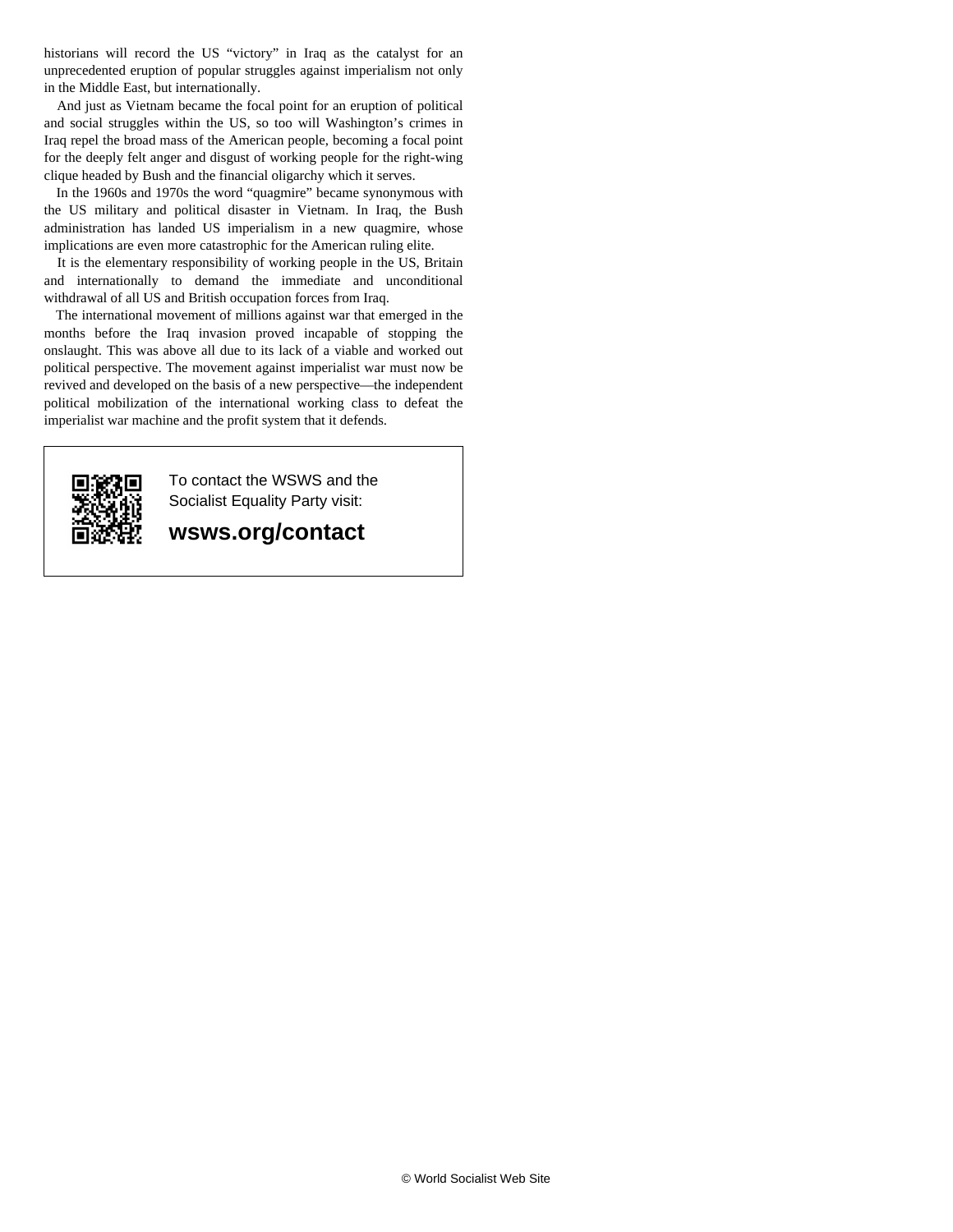historians will record the US "victory" in Iraq as the catalyst for an unprecedented eruption of popular struggles against imperialism not only in the Middle East, but internationally.

And just as Vietnam became the focal point for an eruption of political and social struggles within the US, so too will Washington's crimes in Iraq repel the broad mass of the American people, becoming a focal point for the deeply felt anger and disgust of working people for the right-wing clique headed by Bush and the financial oligarchy which it serves.

In the 1960s and 1970s the word "quagmire" became synonymous with the US military and political disaster in Vietnam. In Iraq, the Bush administration has landed US imperialism in a new quagmire, whose implications are even more catastrophic for the American ruling elite.

It is the elementary responsibility of working people in the US, Britain and internationally to demand the immediate and unconditional withdrawal of all US and British occupation forces from Iraq.

The international movement of millions against war that emerged in the months before the Iraq invasion proved incapable of stopping the onslaught. This was above all due to its lack of a viable and worked out political perspective. The movement against imperialist war must now be revived and developed on the basis of a new perspective—the independent political mobilization of the international working class to defeat the imperialist war machine and the profit system that it defends.

To contact the WSWS and the Socialist Equality Party visit:

**wsws.org/contact**